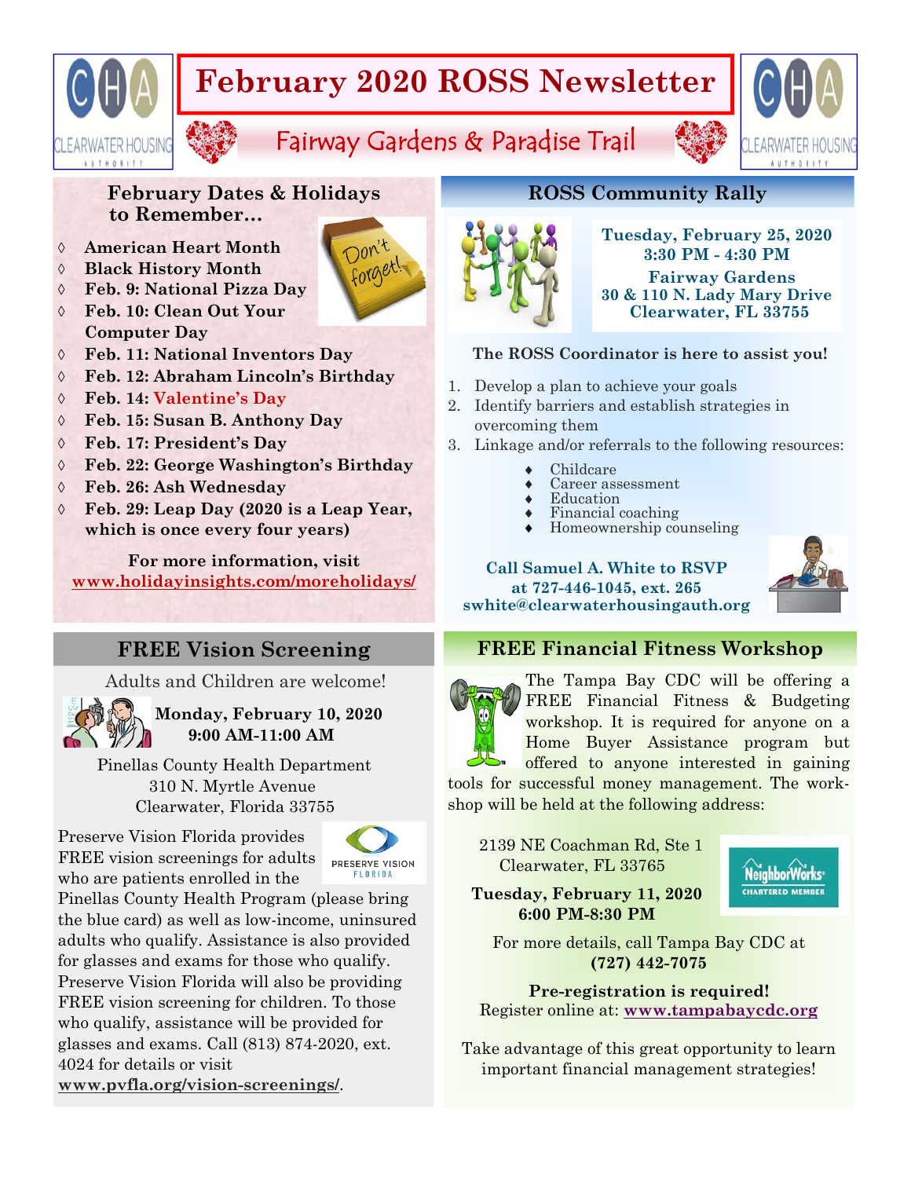# February 2020 ROSS Newsletter

## Fairway Gardens & Paradise Trail

### February Dates & Holidays to Remember…

- **American Heart Month**
- **Black History Month**
- **Feb. 9: National Pizza Day**
- **Feb. 10: Clean Out Your Computer Day**
- **Feb. 11: National Inventors Day**
- **Feb. 12: Abraham Lincoln's Birthday**
- **Feb. 14: Valentine's Day**
- **Feb. 15: Susan B. Anthony Day**
- **Feb. 17: President's Day**
- **Feb. 22: George Washington's Birthday**
- **Feb. 26: Ash Wednesday**
- **Feb. 29: Leap Day (2020 is a Leap Year, which is once every four years)**

**For more information, visit**
**www.holidayinsights.com/moreholidays/**

### ROSS Community Rally

**Tuesday, February 25, 2020**
**3:30 PM - 4:30 PM**
**Fairway Gardens**
**30 & 110 N. Lady Mary Drive**
**Clearwater, FL 33755**

**The ROSS Coordinator is here to assist you!**

1. Develop a plan to achieve your goals
2. Identify barriers and establish strategies in overcoming them
3. Linkage and/or referrals to the following resources:
   - Childcare
   - Career assessment
   - Education
   - Financial coaching
   - Homeownership counseling

**Call Samuel A. White to RSVP**
**at 727-446-1045, ext. 265**
**swhite@clearwaterhousingauth.org**

### FREE Vision Screening

Adults and Children are welcome!

**Monday, February 10, 2020**
**9:00 AM-11:00 AM**

Pinellas County Health Department
310 N. Myrtle Avenue
Clearwater, Florida 33755

Preserve Vision Florida provides FREE vision screenings for adults who are patients enrolled in the Pinellas County Health Program (please bring the blue card) as well as low-income, uninsured adults who qualify. Assistance is also provided for glasses and exams for those who qualify. Preserve Vision Florida will also be providing FREE vision screening for children. To those who qualify, assistance will be provided for glasses and exams. Call (813) 874-2020, ext. 4024 for details or visit **www.pvfla.org/vision-screenings/**.

### FREE Financial Fitness Workshop

The Tampa Bay CDC will be offering a FREE Financial Fitness & Budgeting workshop. It is required for anyone on a Home Buyer Assistance program but offered to anyone interested in gaining tools for successful money management. The workshop will be held at the following address:

2139 NE Coachman Rd, Ste 1
Clearwater, FL 33765

**Tuesday, February 11, 2020**
**6:00 PM-8:30 PM**

For more details, call Tampa Bay CDC at
**(727) 442-7075**

**Pre-registration is required!**
Register online at: **www.tampabaycdc.org**

Take advantage of this great opportunity to learn important financial management strategies!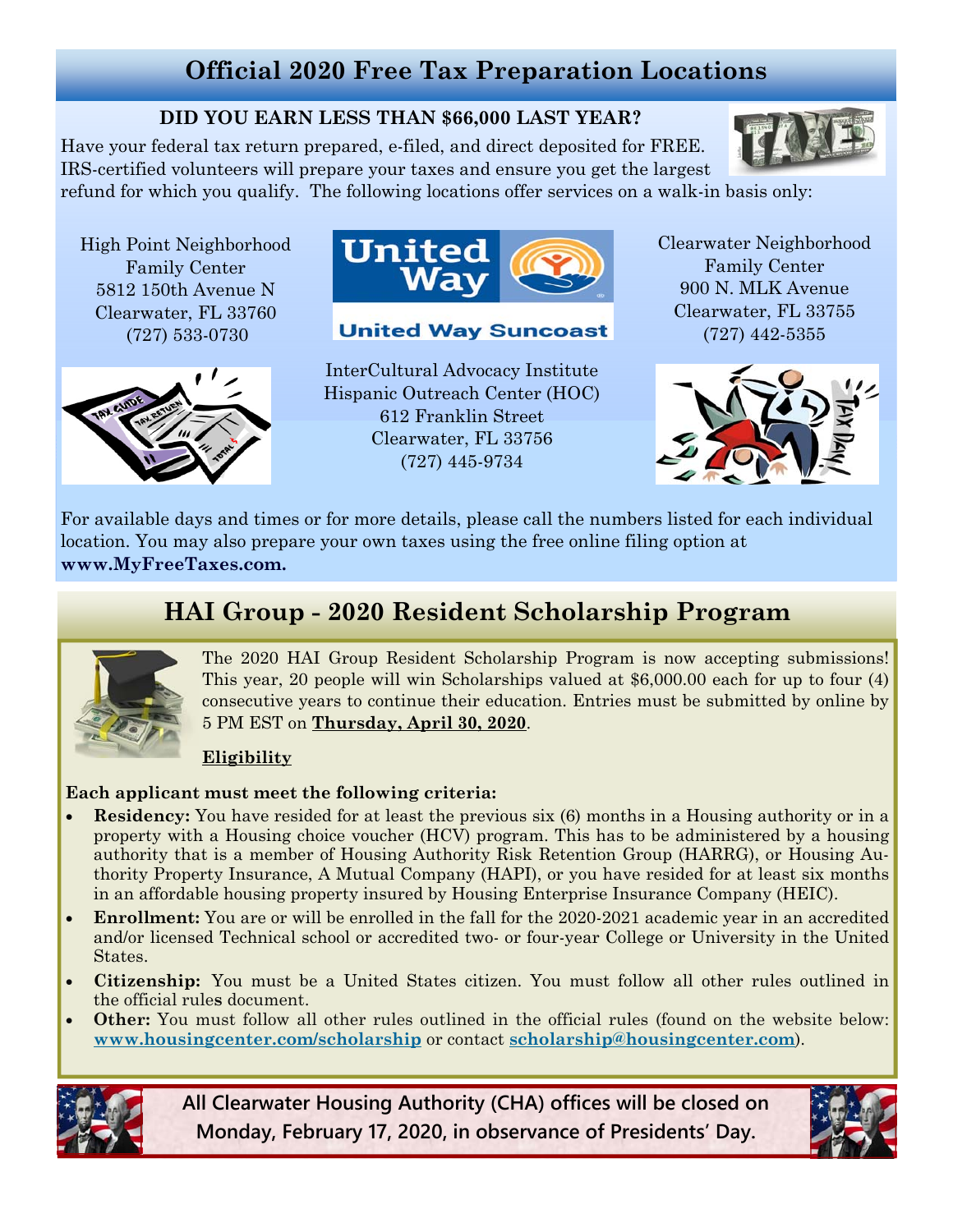## Official 2020 Free Tax Preparation Locations

**DID YOU EARN LESS THAN $66,000 LAST YEAR?**

Have your federal tax return prepared, e-filed, and direct deposited for FREE. IRS-certified volunteers will prepare your taxes and ensure you get the largest refund for which you qualify. The following locations offer services on a walk-in basis only:

High Point Neighborhood Family Center
5812 150th Avenue N
Clearwater, FL 33760
(727) 533-0730

United Way Suncoast

Clearwater Neighborhood Family Center
900 N. MLK Avenue
Clearwater, FL 33755
(727) 442-5355

InterCultural Advocacy Institute
Hispanic Outreach Center (HOC)
612 Franklin Street
Clearwater, FL 33756
(727) 445-9734

For available days and times or for more details, please call the numbers listed for each individual location. You may also prepare your own taxes using the free online filing option at **www.MyFreeTaxes.com.**

## HAI Group - 2020 Resident Scholarship Program

The 2020 HAI Group Resident Scholarship Program is now accepting submissions! This year, 20 people will win Scholarships valued at $6,000.00 each for up to four (4) consecutive years to continue their education. Entries must be submitted by online by 5 PM EST on **Thursday, April 30, 2020**.

**Eligibility**

**Each applicant must meet the following criteria:**

- **Residency:** You have resided for at least the previous six (6) months in a Housing authority or in a property with a Housing choice voucher (HCV) program. This has to be administered by a housing authority that is a member of Housing Authority Risk Retention Group (HARRG), or Housing Authority Property Insurance, A Mutual Company (HAPI), or you have resided for at least six months in an affordable housing property insured by Housing Enterprise Insurance Company (HEIC).
- **Enrollment:** You are or will be enrolled in the fall for the 2020-2021 academic year in an accredited and/or licensed Technical school or accredited two- or four-year College or University in the United States.
- **Citizenship:** You must be a United States citizen. You must follow all other rules outlined in the official rules document.
- **Other:** You must follow all other rules outlined in the official rules (found on the website below: **www.housingcenter.com/scholarship** or contact **scholarship@housingcenter.com**).

**All Clearwater Housing Authority (CHA) offices will be closed on Monday, February 17, 2020, in observance of Presidents' Day.**